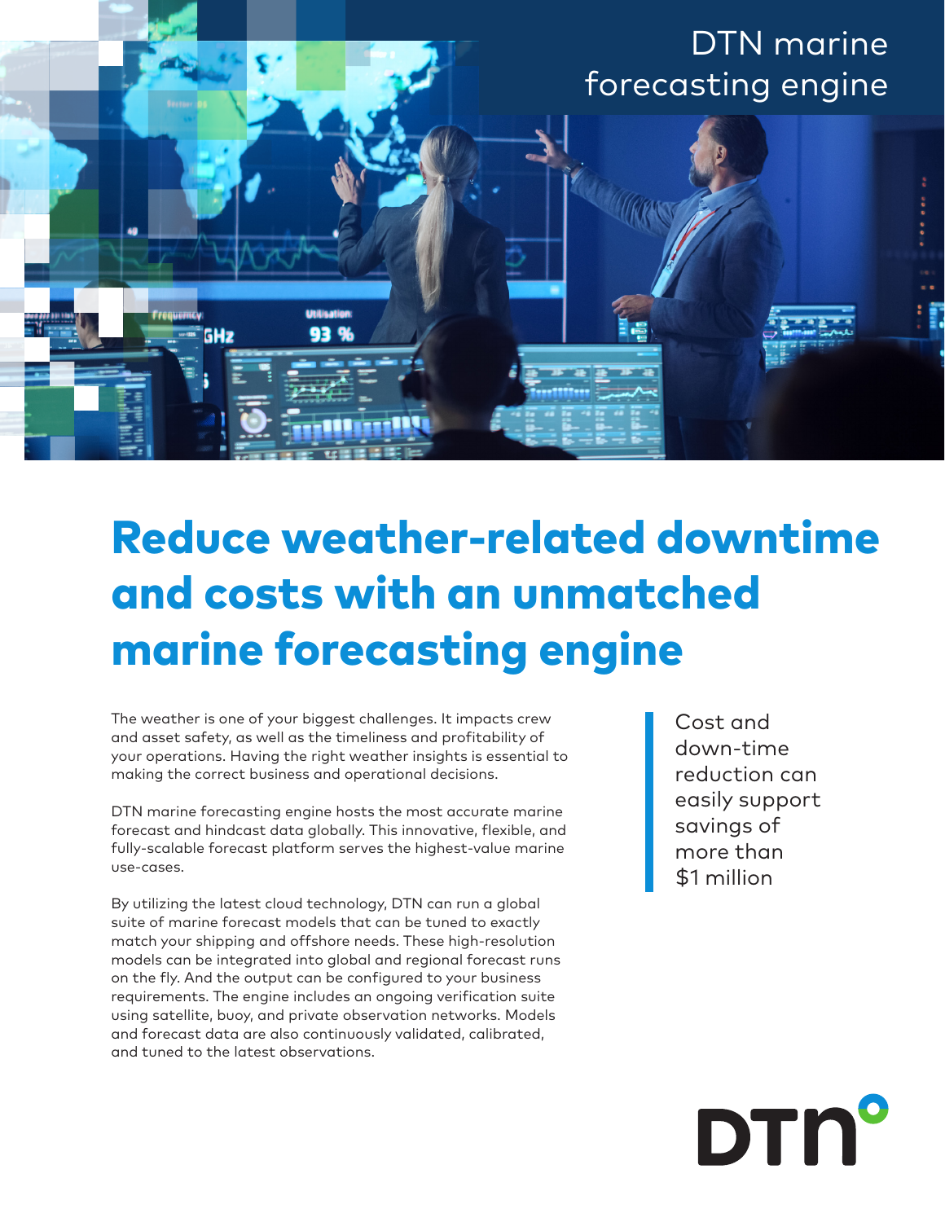# DTN marine forecasting engine

## Reduce weather-related downtime and costs with an unmatched marine forecasting engine

The weather is one of your biggest challenges. It impacts crew and asset safety, as well as the timeliness and profitability of your operations. Having the right weather insights is essential to making the correct business and operational decisions.

DTN marine forecasting engine hosts the most accurate marine forecast and hindcast data globally. This innovative, flexible, and fully-scalable forecast platform serves the highest-value marine use-cases.

By utilizing the latest cloud technology, DTN can run a global suite of marine forecast models that can be tuned to exactly match your shipping and offshore needs. These high-resolution models can be integrated into global and regional forecast runs on the fly. And the output can be configured to your business requirements. The engine includes an ongoing verification suite using satellite, buoy, and private observation networks. Models and forecast data are also continuously validated, calibrated, and tuned to the latest observations.

> Cost and down-time reduction can easily support savings of more than $1 million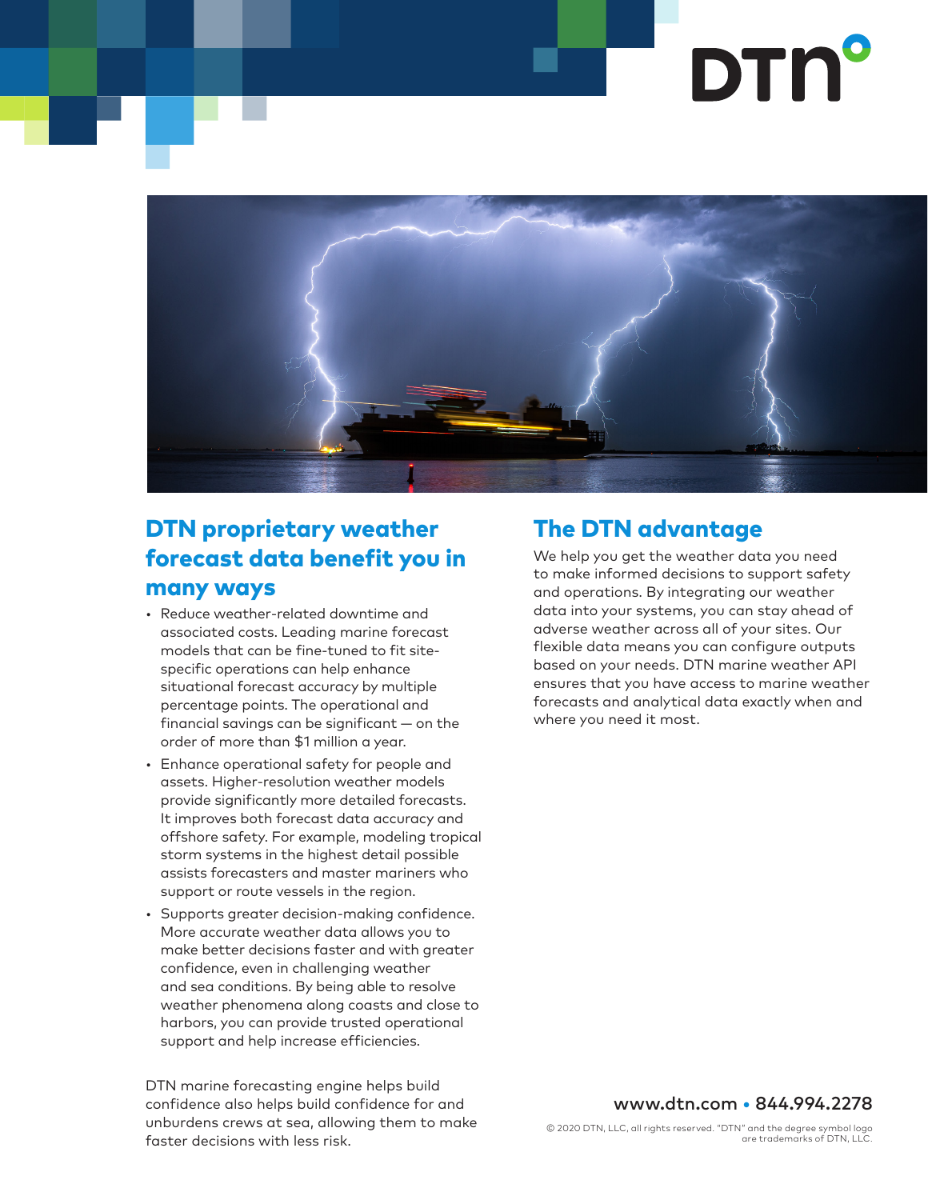## DTN proprietary weather forecast data benefit you in many ways

- Reduce weather-related downtime and associated costs. Leading marine forecast models that can be fine-tuned to fit site-specific operations can help enhance situational forecast accuracy by multiple percentage points. The operational and financial savings can be significant — on the order of more than $1 million a year.
- Enhance operational safety for people and assets. Higher-resolution weather models provide significantly more detailed forecasts. It improves both forecast data accuracy and offshore safety. For example, modeling tropical storm systems in the highest detail possible assists forecasters and master mariners who support or route vessels in the region.
- Supports greater decision-making confidence. More accurate weather data allows you to make better decisions faster and with greater confidence, even in challenging weather and sea conditions. By being able to resolve weather phenomena along coasts and close to harbors, you can provide trusted operational support and help increase efficiencies.

DTN marine forecasting engine helps build confidence also helps build confidence for and unburdens crews at sea, allowing them to make faster decisions with less risk.

## The DTN advantage

We help you get the weather data you need to make informed decisions to support safety and operations. By integrating our weather data into your systems, you can stay ahead of adverse weather across all of your sites. Our flexible data means you can configure outputs based on your needs. DTN marine weather API ensures that you have access to marine weather forecasts and analytical data exactly when and where you need it most.

www.dtn.com • 844.994.2278

© 2020 DTN, LLC, all rights reserved. "DTN" and the degree symbol logo are trademarks of DTN, LLC.